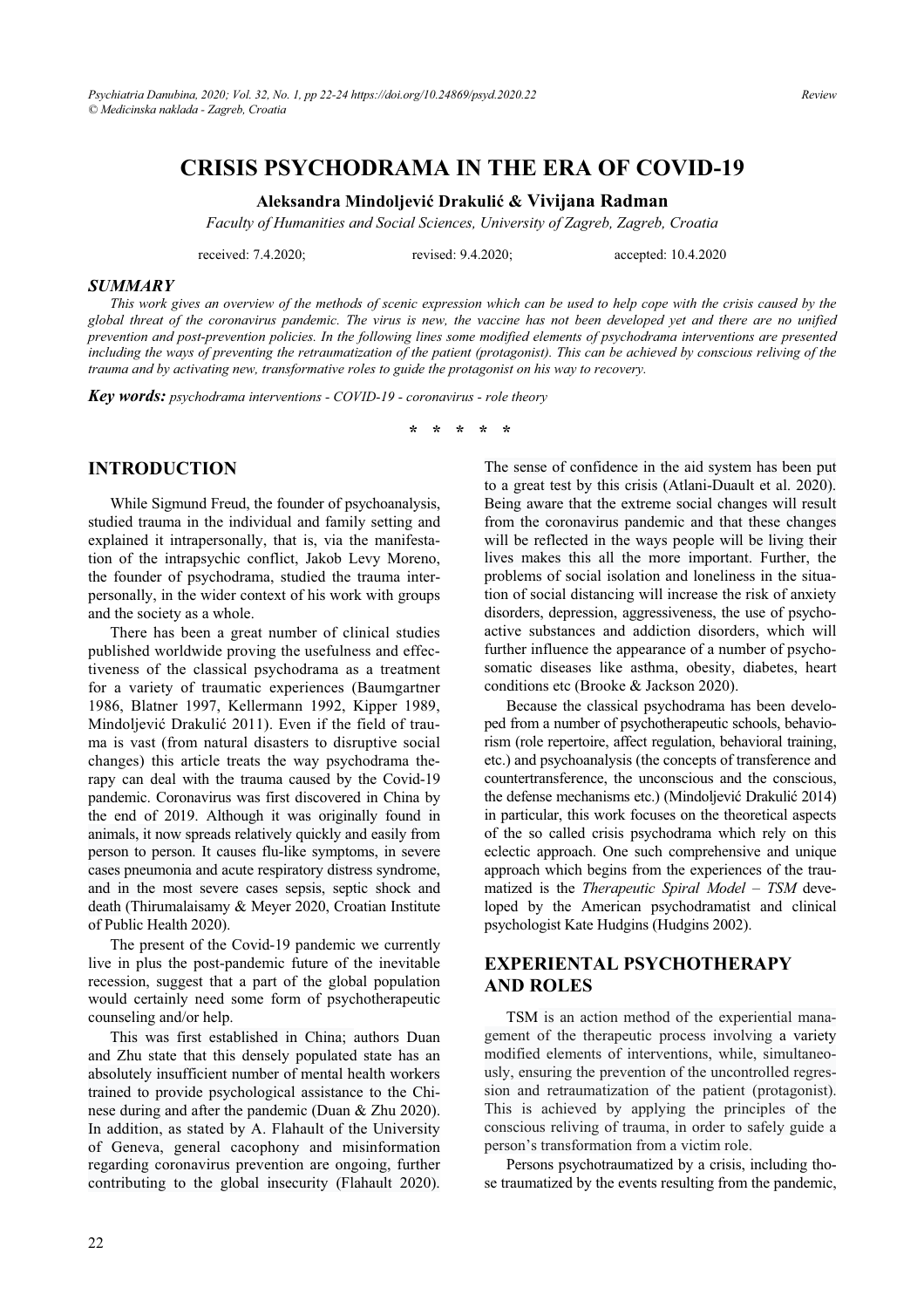# CRISIS PSYCHODRAMA IN THE ERA OF COVID-19

**Aleksandra Mindoljević Drakulić & Vivijana Radman**

*Faculty of Humanities and Social Sciences, University of Zagreb, Zagreb, Croatia*

received: 7.4.2020; revised: 9.4.2020; accepted: 10.4.2020

## SUMMARY

*This work gives an overview of the methods of scenic expression which can be used to help cope with the crisis caused by the global threat of the coronavirus pandemic. The virus is new, the vaccine has not been developed yet and there are no unified prevention and post-prevention policies. In the following lines some modified elements of psychodrama interventions are presented including the ways of preventing the retraumatization of the patient (protagonist). This can be achieved by conscious reliving of the trauma and by activating new, transformative roles to guide the protagonist on his way to recovery.*

***Key words:*** *psychodrama interventions - COVID-19 - coronavirus - role theory*

\* \* \* \* \*

## INTRODUCTION

While Sigmund Freud, the founder of psychoanalysis, studied trauma in the individual and family setting and explained it intrapersonally, that is, via the manifestation of the intrapsychic conflict, Jakob Levy Moreno, the founder of psychodrama, studied the trauma interpersonally, in the wider context of his work with groups and the society as a whole.

There has been a great number of clinical studies published worldwide proving the usefulness and effectiveness of the classical psychodrama as a treatment for a variety of traumatic experiences (Baumgartner 1986, Blatner 1997, Kellermann 1992, Kipper 1989, Mindoljević Drakulić 2011). Even if the field of trauma is vast (from natural disasters to disruptive social changes) this article treats the way psychodrama therapy can deal with the trauma caused by the Covid-19 pandemic. Coronavirus was first discovered in China by the end of 2019. Although it was originally found in animals, it now spreads relatively quickly and easily from person to person. It causes flu-like symptoms, in severe cases pneumonia and acute respiratory distress syndrome, and in the most severe cases sepsis, septic shock and death (Thirumalaisamy & Meyer 2020, Croatian Institute of Public Health 2020).

The present of the Covid-19 pandemic we currently live in plus the post-pandemic future of the inevitable recession, suggest that a part of the global population would certainly need some form of psychotherapeutic counseling and/or help.

This was first established in China; authors Duan and Zhu state that this densely populated state has an absolutely insufficient number of mental health workers trained to provide psychological assistance to the Chinese during and after the pandemic (Duan & Zhu 2020). In addition, as stated by A. Flahault of the University of Geneva, general cacophony and misinformation regarding coronavirus prevention are ongoing, further contributing to the global insecurity (Flahault 2020). The sense of confidence in the aid system has been put to a great test by this crisis (Atlani-Duault et al. 2020). Being aware that the extreme social changes will result from the coronavirus pandemic and that these changes will be reflected in the ways people will be living their lives makes this all the more important. Further, the problems of social isolation and loneliness in the situation of social distancing will increase the risk of anxiety disorders, depression, aggressiveness, the use of psychoactive substances and addiction disorders, which will further influence the appearance of a number of psychosomatic diseases like asthma, obesity, diabetes, heart conditions etc (Brooke & Jackson 2020).

Because the classical psychodrama has been developed from a number of psychotherapeutic schools, behaviorism (role repertoire, affect regulation, behavioral training, etc.) and psychoanalysis (the concepts of transference and countertransference, the unconscious and the conscious, the defense mechanisms etc.) (Mindoljević Drakulić 2014) in particular, this work focuses on the theoretical aspects of the so called crisis psychodrama which rely on this eclectic approach. One such comprehensive and unique approach which begins from the experiences of the traumatized is the *Therapeutic Spiral Model – TSM* developed by the American psychodramatist and clinical psychologist Kate Hudgins (Hudgins 2002).

## EXPERIENTAL PSYCHOTHERAPY AND ROLES

TSM is an action method of the experiential management of the therapeutic process involving a variety modified elements of interventions, while, simultaneously, ensuring the prevention of the uncontrolled regression and retraumatization of the patient (protagonist). This is achieved by applying the principles of the conscious reliving of trauma, in order to safely guide a person's transformation from a victim role.

Persons psychotraumatized by a crisis, including those traumatized by the events resulting from the pandemic,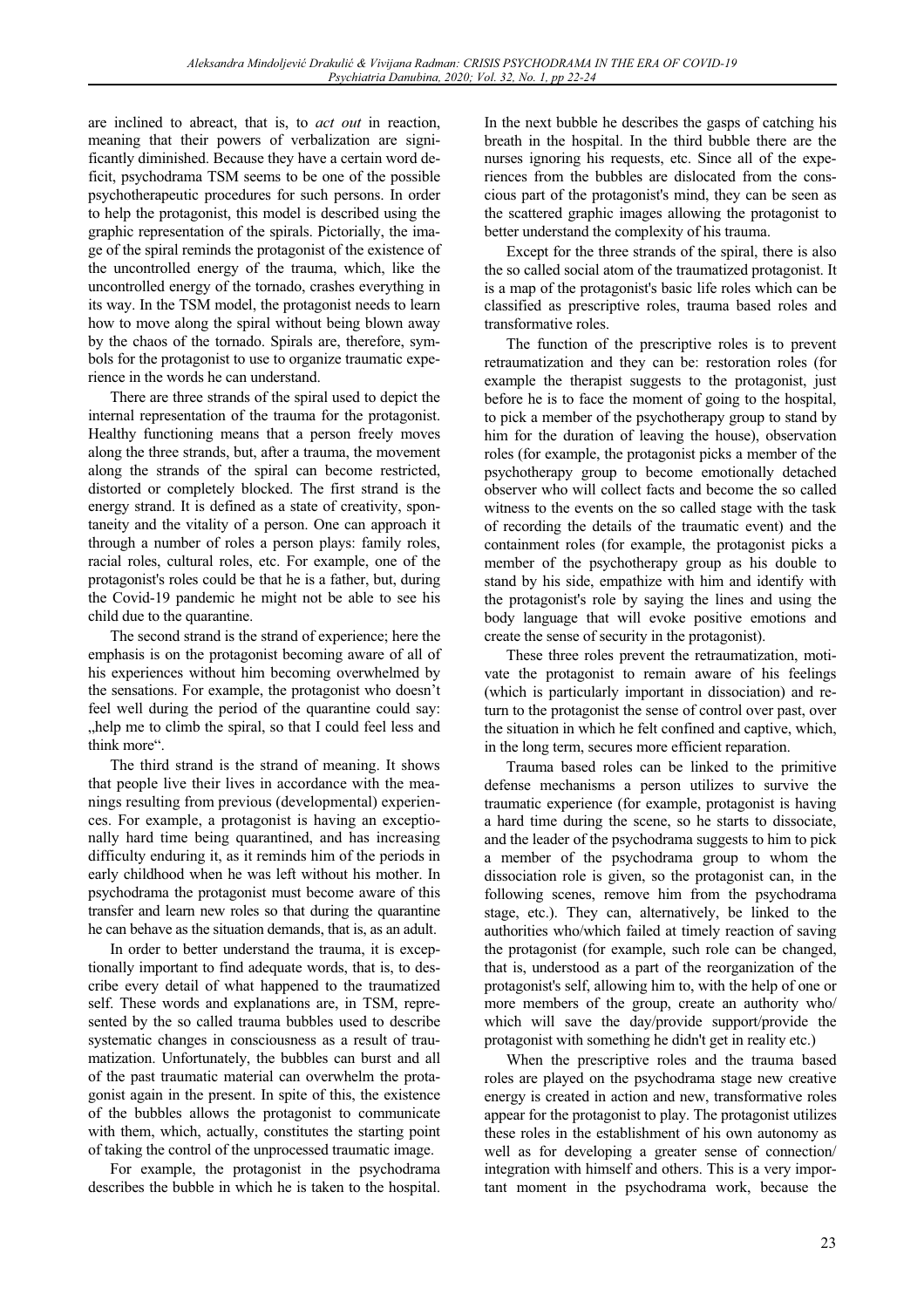are inclined to abreact, that is, to *act out* in reaction, meaning that their powers of verbalization are significantly diminished. Because they have a certain word deficit, psychodrama TSM seems to be one of the possible psychotherapeutic procedures for such persons. In order to help the protagonist, this model is described using the graphic representation of the spirals. Pictorially, the image of the spiral reminds the protagonist of the existence of the uncontrolled energy of the trauma, which, like the uncontrolled energy of the tornado, crashes everything in its way. In the TSM model, the protagonist needs to learn how to move along the spiral without being blown away by the chaos of the tornado. Spirals are, therefore, symbols for the protagonist to use to organize traumatic experience in the words he can understand.

There are three strands of the spiral used to depict the internal representation of the trauma for the protagonist. Healthy functioning means that a person freely moves along the three strands, but, after a trauma, the movement along the strands of the spiral can become restricted, distorted or completely blocked. The first strand is the energy strand. It is defined as a state of creativity, spontaneity and the vitality of a person. One can approach it through a number of roles a person plays: family roles, racial roles, cultural roles, etc. For example, one of the protagonist's roles could be that he is a father, but, during the Covid-19 pandemic he might not be able to see his child due to the quarantine.

The second strand is the strand of experience; here the emphasis is on the protagonist becoming aware of all of his experiences without him becoming overwhelmed by the sensations. For example, the protagonist who doesn't feel well during the period of the quarantine could say: „help me to climb the spiral, so that I could feel less and think more".

The third strand is the strand of meaning. It shows that people live their lives in accordance with the meanings resulting from previous (developmental) experiences. For example, a protagonist is having an exceptionally hard time being quarantined, and has increasing difficulty enduring it, as it reminds him of the periods in early childhood when he was left without his mother. In psychodrama the protagonist must become aware of this transfer and learn new roles so that during the quarantine he can behave as the situation demands, that is, as an adult.

In order to better understand the trauma, it is exceptionally important to find adequate words, that is, to describe every detail of what happened to the traumatized self. These words and explanations are, in TSM, represented by the so called trauma bubbles used to describe systematic changes in consciousness as a result of traumatization. Unfortunately, the bubbles can burst and all of the past traumatic material can overwhelm the protagonist again in the present. In spite of this, the existence of the bubbles allows the protagonist to communicate with them, which, actually, constitutes the starting point of taking the control of the unprocessed traumatic image.

For example, the protagonist in the psychodrama describes the bubble in which he is taken to the hospital. In the next bubble he describes the gasps of catching his breath in the hospital. In the third bubble there are the nurses ignoring his requests, etc. Since all of the experiences from the bubbles are dislocated from the conscious part of the protagonist's mind, they can be seen as the scattered graphic images allowing the protagonist to better understand the complexity of his trauma.

Except for the three strands of the spiral, there is also the so called social atom of the traumatized protagonist. It is a map of the protagonist's basic life roles which can be classified as prescriptive roles, trauma based roles and transformative roles.

The function of the prescriptive roles is to prevent retraumatization and they can be: restoration roles (for example the therapist suggests to the protagonist, just before he is to face the moment of going to the hospital, to pick a member of the psychotherapy group to stand by him for the duration of leaving the house), observation roles (for example, the protagonist picks a member of the psychotherapy group to become emotionally detached observer who will collect facts and become the so called witness to the events on the so called stage with the task of recording the details of the traumatic event) and the containment roles (for example, the protagonist picks a member of the psychotherapy group as his double to stand by his side, empathize with him and identify with the protagonist's role by saying the lines and using the body language that will evoke positive emotions and create the sense of security in the protagonist).

These three roles prevent the retraumatization, motivate the protagonist to remain aware of his feelings (which is particularly important in dissociation) and return to the protagonist the sense of control over past, over the situation in which he felt confined and captive, which, in the long term, secures more efficient reparation.

Trauma based roles can be linked to the primitive defense mechanisms a person utilizes to survive the traumatic experience (for example, protagonist is having a hard time during the scene, so he starts to dissociate, and the leader of the psychodrama suggests to him to pick a member of the psychodrama group to whom the dissociation role is given, so the protagonist can, in the following scenes, remove him from the psychodrama stage, etc.). They can, alternatively, be linked to the authorities who/which failed at timely reaction of saving the protagonist (for example, such role can be changed, that is, understood as a part of the reorganization of the protagonist's self, allowing him to, with the help of one or more members of the group, create an authority who/ which will save the day/provide support/provide the protagonist with something he didn't get in reality etc.)

When the prescriptive roles and the trauma based roles are played on the psychodrama stage new creative energy is created in action and new, transformative roles appear for the protagonist to play. The protagonist utilizes these roles in the establishment of his own autonomy as well as for developing a greater sense of connection/ integration with himself and others. This is a very important moment in the psychodrama work, because the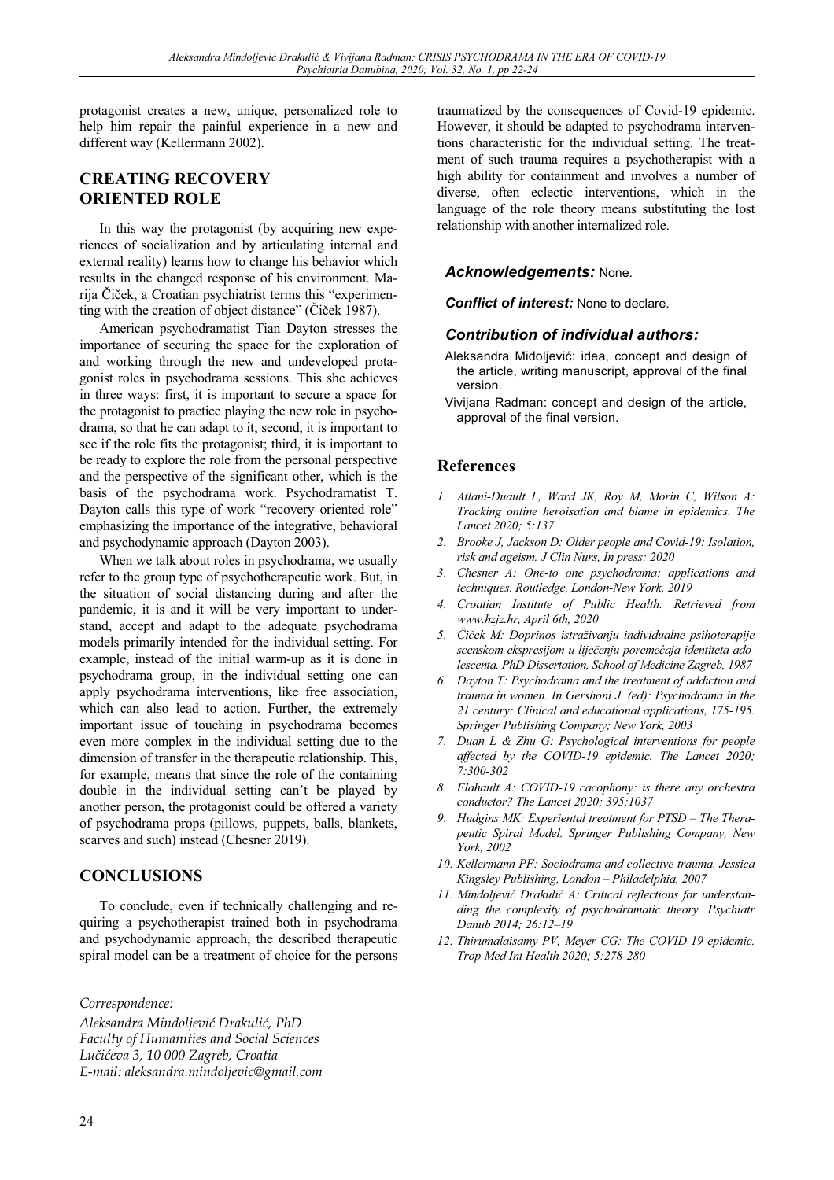protagonist creates a new, unique, personalized role to help him repair the painful experience in a new and different way (Kellermann 2002).

## CREATING RECOVERY ORIENTED ROLE

In this way the protagonist (by acquiring new experiences of socialization and by articulating internal and external reality) learns how to change his behavior which results in the changed response of his environment. Marija Čiček, a Croatian psychiatrist terms this "experimenting with the creation of object distance" (Čiček 1987).

American psychodramatist Tian Dayton stresses the importance of securing the space for the exploration of and working through the new and undeveloped protagonist roles in psychodrama sessions. This she achieves in three ways: first, it is important to secure a space for the protagonist to practice playing the new role in psychodrama, so that he can adapt to it; second, it is important to see if the role fits the protagonist; third, it is important to be ready to explore the role from the personal perspective and the perspective of the significant other, which is the basis of the psychodrama work. Psychodramatist T. Dayton calls this type of work "recovery oriented role" emphasizing the importance of the integrative, behavioral and psychodynamic approach (Dayton 2003).

When we talk about roles in psychodrama, we usually refer to the group type of psychotherapeutic work. But, in the situation of social distancing during and after the pandemic, it is and it will be very important to understand, accept and adapt to the adequate psychodrama models primarily intended for the individual setting. For example, instead of the initial warm-up as it is done in psychodrama group, in the individual setting one can apply psychodrama interventions, like free association, which can also lead to action. Further, the extremely important issue of touching in psychodrama becomes even more complex in the individual setting due to the dimension of transfer in the therapeutic relationship. This, for example, means that since the role of the containing double in the individual setting can't be played by another person, the protagonist could be offered a variety of psychodrama props (pillows, puppets, balls, blankets, scarves and such) instead (Chesner 2019).

## CONCLUSIONS

To conclude, even if technically challenging and requiring a psychotherapist trained both in psychodrama and psychodynamic approach, the described therapeutic spiral model can be a treatment of choice for the persons traumatized by the consequences of Covid-19 epidemic. However, it should be adapted to psychodrama interventions characteristic for the individual setting. The treatment of such trauma requires a psychotherapist with a high ability for containment and involves a number of diverse, often eclectic interventions, which in the language of the role theory means substituting the lost relationship with another internalized role.

***Acknowledgements:*** None.

***Conflict of interest:*** None to declare.

### *Contribution of individual authors:*

Aleksandra Midoljević: idea, concept and design of the article, writing manuscript, approval of the final version.

Vivijana Radman: concept and design of the article, approval of the final version.

## References

1. *Atlani-Duault L, Ward JK, Roy M, Morin C, Wilson A: Tracking online heroisation and blame in epidemics. The Lancet 2020; 5:137*
2. *Brooke J, Jackson D: Older people and Covid-19: Isolation, risk and ageism. J Clin Nurs, In press; 2020*
3. *Chesner A: One-to one psychodrama: applications and techniques. Routledge, London-New York, 2019*
4. *Croatian Institute of Public Health: Retrieved from www.hzjz.hr, April 6th, 2020*
5. *Čiček M: Doprinos istraživanju individualne psihoterapije scenskom ekspresijom u liječenju poremećaja identiteta adolescenta. PhD Dissertation, School of Medicine Zagreb, 1987*
6. *Dayton T: Psychodrama and the treatment of addiction and trauma in women. In Gershoni J. (ed): Psychodrama in the 21 century: Clinical and educational applications, 175-195. Springer Publishing Company; New York, 2003*
7. *Duan L & Zhu G: Psychological interventions for people affected by the COVID-19 epidemic. The Lancet 2020; 7:300-302*
8. *Flahault A: COVID-19 cacophony: is there any orchestra conductor? The Lancet 2020; 395:1037*
9. *Hudgins MK: Experiental treatment for PTSD – The Therapeutic Spiral Model. Springer Publishing Company, New York, 2002*
10. *Kellermann PF: Sociodrama and collective trauma. Jessica Kingsley Publishing, London – Philadelphia, 2007*
11. *Mindoljević Drakulić A: Critical reflections for understanding the complexity of psychodramatic theory. Psychiatr Danub 2014; 26:12–19*
12. *Thirumalaisamy PV, Meyer CG: The COVID-19 epidemic. Trop Med Int Health 2020; 5:278-280*

*Correspondence:*
*Aleksandra Mindoljević Drakulić, PhD*
*Faculty of Humanities and Social Sciences*
*Lučićeva 3, 10 000 Zagreb, Croatia*
*E-mail: aleksandra.mindoljevic@gmail.com*